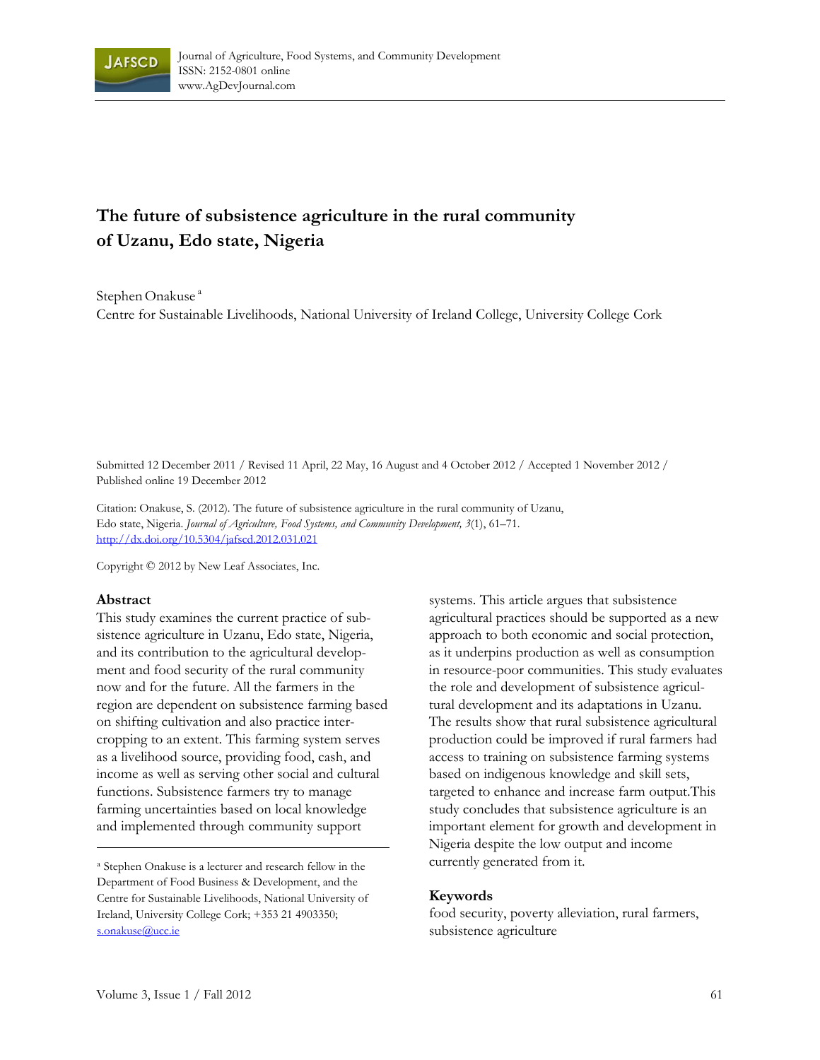# The future of subsistence agriculture in the rural community of Uzanu, Edo state, Nigeria

Stephen Onakuse [a]
Centre for Sustainable Livelihoods, National University of Ireland College, University College Cork

Submitted 12 December 2011 / Revised 11 April, 22 May, 16 August and 4 October 2012 / Accepted 1 November 2012 / Published online 19 December 2012

Citation: Onakuse, S. (2012). The future of subsistence agriculture in the rural community of Uzanu, Edo state, Nigeria. *Journal of Agriculture, Food Systems, and Community Development, 3*(1), 61–71. http://dx.doi.org/10.5304/jafscd.2012.031.021

Copyright © 2012 by New Leaf Associates, Inc.

## Abstract

This study examines the current practice of subsistence agriculture in Uzanu, Edo state, Nigeria, and its contribution to the agricultural development and food security of the rural community now and for the future. All the farmers in the region are dependent on subsistence farming based on shifting cultivation and also practice intercropping to an extent. This farming system serves as a livelihood source, providing food, cash, and income as well as serving other social and cultural functions. Subsistence farmers try to manage farming uncertainties based on local knowledge and implemented through community support systems. This article argues that subsistence agricultural practices should be supported as a new approach to both economic and social protection, as it underpins production as well as consumption in resource-poor communities. This study evaluates the role and development of subsistence agricultural development and its adaptations in Uzanu. The results show that rural subsistence agricultural production could be improved if rural farmers had access to training on subsistence farming systems based on indigenous knowledge and skill sets, targeted to enhance and increase farm output.This study concludes that subsistence agriculture is an important element for growth and development in Nigeria despite the low output and income currently generated from it.

## Keywords

food security, poverty alleviation, rural farmers, subsistence agriculture

---

[a] Stephen Onakuse is a lecturer and research fellow in the Department of Food Business & Development, and the Centre for Sustainable Livelihoods, National University of Ireland, University College Cork; +353 21 4903350; s.onakuse@ucc.ie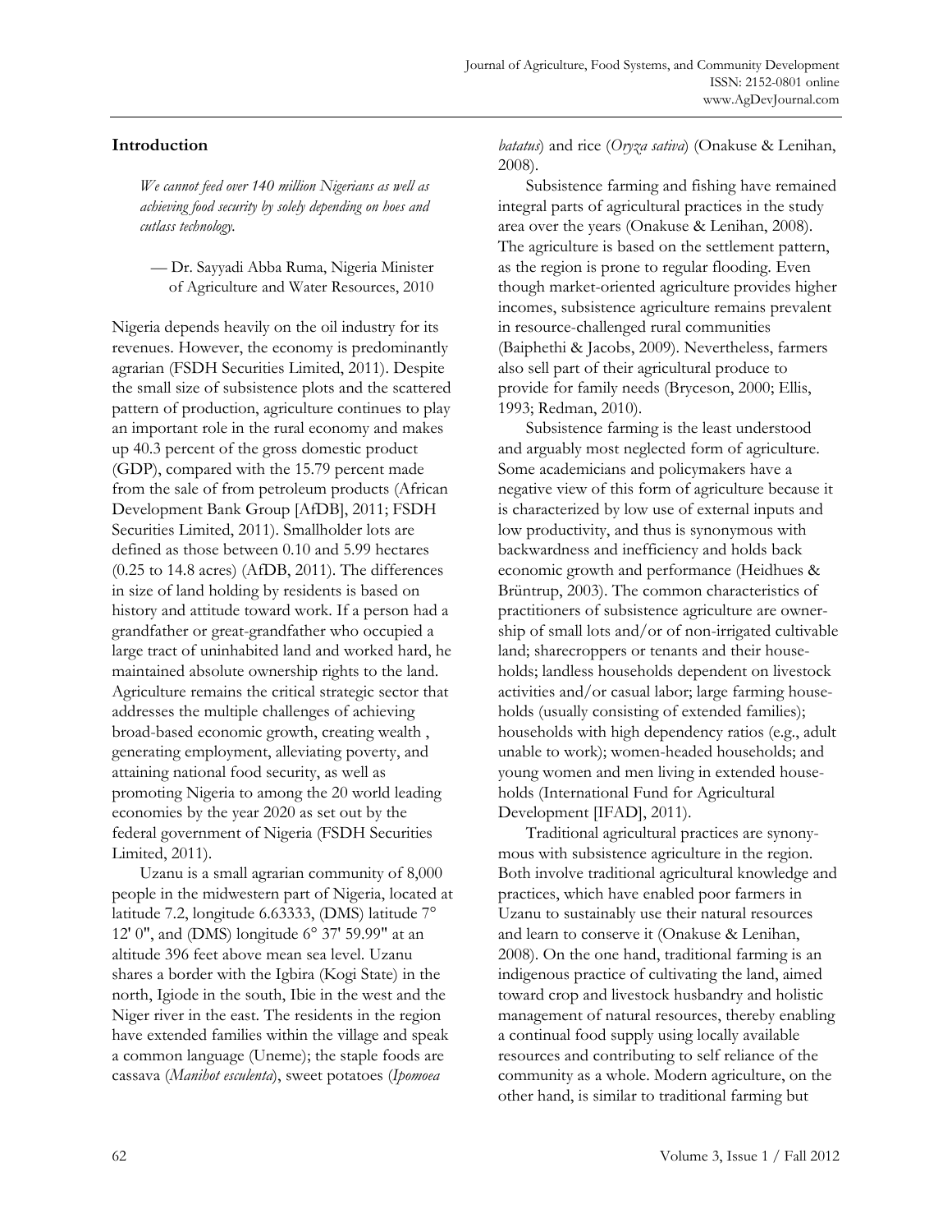## Introduction

> *We cannot feed over 140 million Nigerians as well as achieving food security by solely depending on hoes and cutlass technology.*
>
> — Dr. Sayyadi Abba Ruma, Nigeria Minister of Agriculture and Water Resources, 2010

Nigeria depends heavily on the oil industry for its revenues. However, the economy is predominantly agrarian (FSDH Securities Limited, 2011). Despite the small size of subsistence plots and the scattered pattern of production, agriculture continues to play an important role in the rural economy and makes up 40.3 percent of the gross domestic product (GDP), compared with the 15.79 percent made from the sale of from petroleum products (African Development Bank Group [AfDB], 2011; FSDH Securities Limited, 2011). Smallholder lots are defined as those between 0.10 and 5.99 hectares (0.25 to 14.8 acres) (AfDB, 2011). The differences in size of land holding by residents is based on history and attitude toward work. If a person had a grandfather or great-grandfather who occupied a large tract of uninhabited land and worked hard, he maintained absolute ownership rights to the land. Agriculture remains the critical strategic sector that addresses the multiple challenges of achieving broad-based economic growth, creating wealth , generating employment, alleviating poverty, and attaining national food security, as well as promoting Nigeria to among the 20 world leading economies by the year 2020 as set out by the federal government of Nigeria (FSDH Securities Limited, 2011).

Uzanu is a small agrarian community of 8,000 people in the midwestern part of Nigeria, located at latitude 7.2, longitude 6.63333, (DMS) latitude 7° 12' 0", and (DMS) longitude 6° 37' 59.99" at an altitude 396 feet above mean sea level. Uzanu shares a border with the Igbira (Kogi State) in the north, Igiode in the south, Ibie in the west and the Niger river in the east. The residents in the region have extended families within the village and speak a common language (Uneme); the staple foods are cassava (*Manihot esculenta*), sweet potatoes (*Ipomoea batatus*) and rice (*Oryza sativa*) (Onakuse & Lenihan, 2008).

Subsistence farming and fishing have remained integral parts of agricultural practices in the study area over the years (Onakuse & Lenihan, 2008). The agriculture is based on the settlement pattern, as the region is prone to regular flooding. Even though market-oriented agriculture provides higher incomes, subsistence agriculture remains prevalent in resource-challenged rural communities (Baiphethi & Jacobs, 2009). Nevertheless, farmers also sell part of their agricultural produce to provide for family needs (Bryceson, 2000; Ellis, 1993; Redman, 2010).

Subsistence farming is the least understood and arguably most neglected form of agriculture. Some academicians and policymakers have a negative view of this form of agriculture because it is characterized by low use of external inputs and low productivity, and thus is synonymous with backwardness and inefficiency and holds back economic growth and performance (Heidhues & Brüntrup, 2003). The common characteristics of practitioners of subsistence agriculture are ownership of small lots and/or of non-irrigated cultivable land; sharecroppers or tenants and their households; landless households dependent on livestock activities and/or casual labor; large farming households (usually consisting of extended families); households with high dependency ratios (e.g., adult unable to work); women-headed households; and young women and men living in extended households (International Fund for Agricultural Development [IFAD], 2011).

Traditional agricultural practices are synonymous with subsistence agriculture in the region. Both involve traditional agricultural knowledge and practices, which have enabled poor farmers in Uzanu to sustainably use their natural resources and learn to conserve it (Onakuse & Lenihan, 2008). On the one hand, traditional farming is an indigenous practice of cultivating the land, aimed toward crop and livestock husbandry and holistic management of natural resources, thereby enabling a continual food supply using locally available resources and contributing to self reliance of the community as a whole. Modern agriculture, on the other hand, is similar to traditional farming but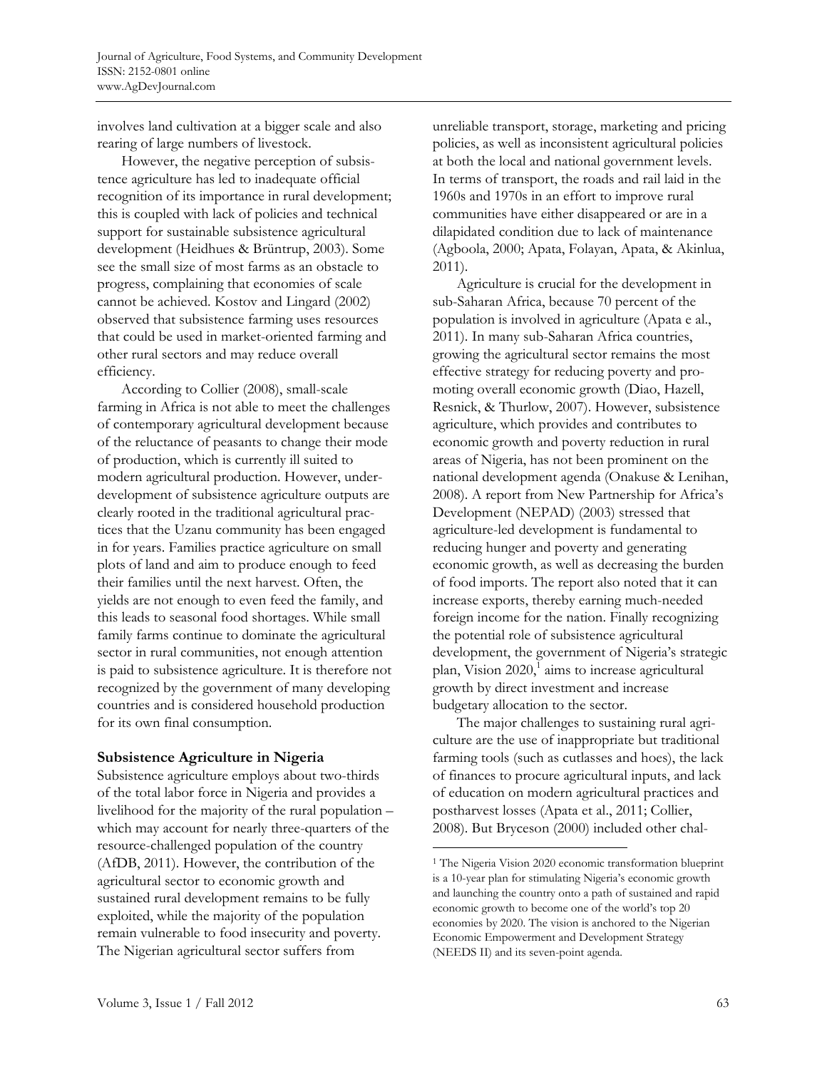involves land cultivation at a bigger scale and also rearing of large numbers of livestock.

However, the negative perception of subsistence agriculture has led to inadequate official recognition of its importance in rural development; this is coupled with lack of policies and technical support for sustainable subsistence agricultural development (Heidhues & Brüntrup, 2003). Some see the small size of most farms as an obstacle to progress, complaining that economies of scale cannot be achieved. Kostov and Lingard (2002) observed that subsistence farming uses resources that could be used in market-oriented farming and other rural sectors and may reduce overall efficiency.

According to Collier (2008), small-scale farming in Africa is not able to meet the challenges of contemporary agricultural development because of the reluctance of peasants to change their mode of production, which is currently ill suited to modern agricultural production. However, underdevelopment of subsistence agriculture outputs are clearly rooted in the traditional agricultural practices that the Uzanu community has been engaged in for years. Families practice agriculture on small plots of land and aim to produce enough to feed their families until the next harvest. Often, the yields are not enough to even feed the family, and this leads to seasonal food shortages. While small family farms continue to dominate the agricultural sector in rural communities, not enough attention is paid to subsistence agriculture. It is therefore not recognized by the government of many developing countries and is considered household production for its own final consumption.

## Subsistence Agriculture in Nigeria

Subsistence agriculture employs about two-thirds of the total labor force in Nigeria and provides a livelihood for the majority of the rural population – which may account for nearly three-quarters of the resource-challenged population of the country (AfDB, 2011). However, the contribution of the agricultural sector to economic growth and sustained rural development remains to be fully exploited, while the majority of the population remain vulnerable to food insecurity and poverty. The Nigerian agricultural sector suffers from unreliable transport, storage, marketing and pricing policies, as well as inconsistent agricultural policies at both the local and national government levels. In terms of transport, the roads and rail laid in the 1960s and 1970s in an effort to improve rural communities have either disappeared or are in a dilapidated condition due to lack of maintenance (Agboola, 2000; Apata, Folayan, Apata, & Akinlua, 2011).

Agriculture is crucial for the development in sub-Saharan Africa, because 70 percent of the population is involved in agriculture (Apata e al., 2011). In many sub-Saharan Africa countries, growing the agricultural sector remains the most effective strategy for reducing poverty and promoting overall economic growth (Diao, Hazell, Resnick, & Thurlow, 2007). However, subsistence agriculture, which provides and contributes to economic growth and poverty reduction in rural areas of Nigeria, has not been prominent on the national development agenda (Onakuse & Lenihan, 2008). A report from New Partnership for Africa's Development (NEPAD) (2003) stressed that agriculture-led development is fundamental to reducing hunger and poverty and generating economic growth, as well as decreasing the burden of food imports. The report also noted that it can increase exports, thereby earning much-needed foreign income for the nation. Finally recognizing the potential role of subsistence agricultural development, the government of Nigeria's strategic plan, Vision 2020,[1] aims to increase agricultural growth by direct investment and increase budgetary allocation to the sector.

The major challenges to sustaining rural agriculture are the use of inappropriate but traditional farming tools (such as cutlasses and hoes), the lack of finances to procure agricultural inputs, and lack of education on modern agricultural practices and postharvest losses (Apata et al., 2011; Collier, 2008). But Bryceson (2000) included other chal-

[1] The Nigeria Vision 2020 economic transformation blueprint is a 10-year plan for stimulating Nigeria's economic growth and launching the country onto a path of sustained and rapid economic growth to become one of the world's top 20 economies by 2020. The vision is anchored to the Nigerian Economic Empowerment and Development Strategy (NEEDS II) and its seven-point agenda.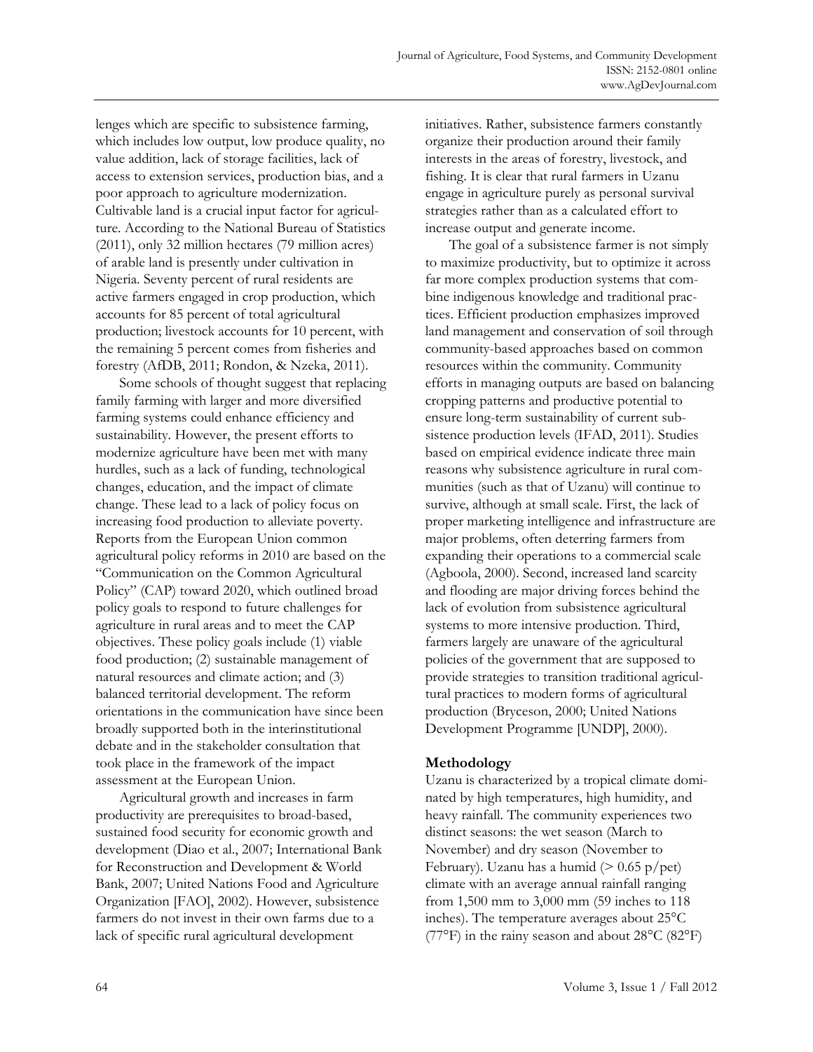lenges which are specific to subsistence farming, which includes low output, low produce quality, no value addition, lack of storage facilities, lack of access to extension services, production bias, and a poor approach to agriculture modernization. Cultivable land is a crucial input factor for agriculture. According to the National Bureau of Statistics (2011), only 32 million hectares (79 million acres) of arable land is presently under cultivation in Nigeria. Seventy percent of rural residents are active farmers engaged in crop production, which accounts for 85 percent of total agricultural production; livestock accounts for 10 percent, with the remaining 5 percent comes from fisheries and forestry (AfDB, 2011; Rondon, & Nzeka, 2011).

Some schools of thought suggest that replacing family farming with larger and more diversified farming systems could enhance efficiency and sustainability. However, the present efforts to modernize agriculture have been met with many hurdles, such as a lack of funding, technological changes, education, and the impact of climate change. These lead to a lack of policy focus on increasing food production to alleviate poverty. Reports from the European Union common agricultural policy reforms in 2010 are based on the "Communication on the Common Agricultural Policy" (CAP) toward 2020, which outlined broad policy goals to respond to future challenges for agriculture in rural areas and to meet the CAP objectives. These policy goals include (1) viable food production; (2) sustainable management of natural resources and climate action; and (3) balanced territorial development. The reform orientations in the communication have since been broadly supported both in the interinstitutional debate and in the stakeholder consultation that took place in the framework of the impact assessment at the European Union.

Agricultural growth and increases in farm productivity are prerequisites to broad-based, sustained food security for economic growth and development (Diao et al., 2007; International Bank for Reconstruction and Development & World Bank, 2007; United Nations Food and Agriculture Organization [FAO], 2002). However, subsistence farmers do not invest in their own farms due to a lack of specific rural agricultural development initiatives. Rather, subsistence farmers constantly organize their production around their family interests in the areas of forestry, livestock, and fishing. It is clear that rural farmers in Uzanu engage in agriculture purely as personal survival strategies rather than as a calculated effort to increase output and generate income.

The goal of a subsistence farmer is not simply to maximize productivity, but to optimize it across far more complex production systems that combine indigenous knowledge and traditional practices. Efficient production emphasizes improved land management and conservation of soil through community-based approaches based on common resources within the community. Community efforts in managing outputs are based on balancing cropping patterns and productive potential to ensure long-term sustainability of current subsistence production levels (IFAD, 2011). Studies based on empirical evidence indicate three main reasons why subsistence agriculture in rural communities (such as that of Uzanu) will continue to survive, although at small scale. First, the lack of proper marketing intelligence and infrastructure are major problems, often deterring farmers from expanding their operations to a commercial scale (Agboola, 2000). Second, increased land scarcity and flooding are major driving forces behind the lack of evolution from subsistence agricultural systems to more intensive production. Third, farmers largely are unaware of the agricultural policies of the government that are supposed to provide strategies to transition traditional agricultural practices to modern forms of agricultural production (Bryceson, 2000; United Nations Development Programme [UNDP], 2000).

## Methodology

Uzanu is characterized by a tropical climate dominated by high temperatures, high humidity, and heavy rainfall. The community experiences two distinct seasons: the wet season (March to November) and dry season (November to February). Uzanu has a humid (> 0.65 p/pet) climate with an average annual rainfall ranging from 1,500 mm to 3,000 mm (59 inches to 118 inches). The temperature averages about 25°C (77°F) in the rainy season and about 28°C (82°F)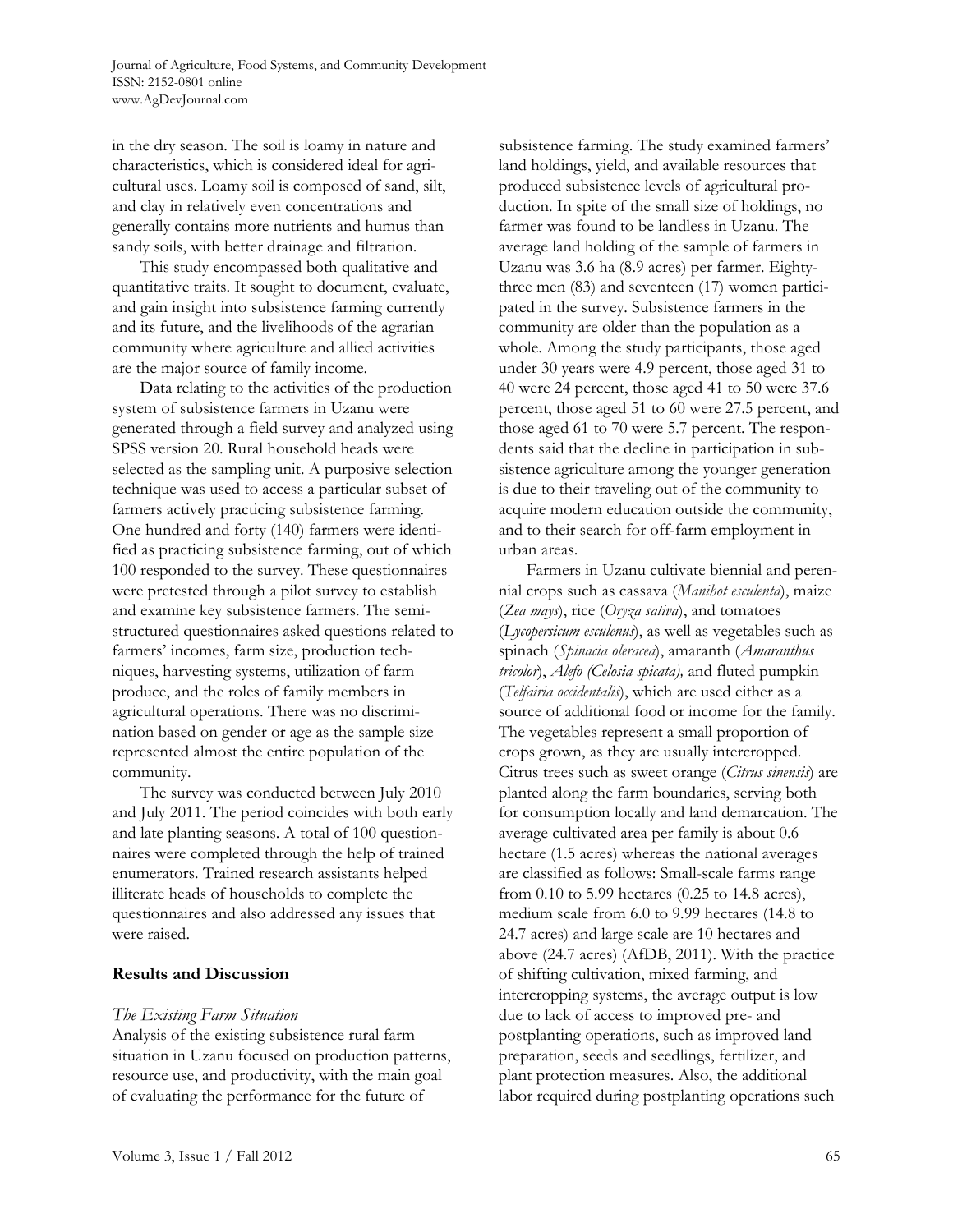in the dry season. The soil is loamy in nature and characteristics, which is considered ideal for agricultural uses. Loamy soil is composed of sand, silt, and clay in relatively even concentrations and generally contains more nutrients and humus than sandy soils, with better drainage and filtration.

This study encompassed both qualitative and quantitative traits. It sought to document, evaluate, and gain insight into subsistence farming currently and its future, and the livelihoods of the agrarian community where agriculture and allied activities are the major source of family income.

Data relating to the activities of the production system of subsistence farmers in Uzanu were generated through a field survey and analyzed using SPSS version 20. Rural household heads were selected as the sampling unit. A purposive selection technique was used to access a particular subset of farmers actively practicing subsistence farming. One hundred and forty (140) farmers were identified as practicing subsistence farming, out of which 100 responded to the survey. These questionnaires were pretested through a pilot survey to establish and examine key subsistence farmers. The semi-structured questionnaires asked questions related to farmers' incomes, farm size, production techniques, harvesting systems, utilization of farm produce, and the roles of family members in agricultural operations. There was no discrimination based on gender or age as the sample size represented almost the entire population of the community.

The survey was conducted between July 2010 and July 2011. The period coincides with both early and late planting seasons. A total of 100 questionnaires were completed through the help of trained enumerators. Trained research assistants helped illiterate heads of households to complete the questionnaires and also addressed any issues that were raised.

## Results and Discussion

### *The Existing Farm Situation*

Analysis of the existing subsistence rural farm situation in Uzanu focused on production patterns, resource use, and productivity, with the main goal of evaluating the performance for the future of subsistence farming. The study examined farmers' land holdings, yield, and available resources that produced subsistence levels of agricultural production. In spite of the small size of holdings, no farmer was found to be landless in Uzanu. The average land holding of the sample of farmers in Uzanu was 3.6 ha (8.9 acres) per farmer. Eighty-three men (83) and seventeen (17) women participated in the survey. Subsistence farmers in the community are older than the population as a whole. Among the study participants, those aged under 30 years were 4.9 percent, those aged 31 to 40 were 24 percent, those aged 41 to 50 were 37.6 percent, those aged 51 to 60 were 27.5 percent, and those aged 61 to 70 were 5.7 percent. The respondents said that the decline in participation in subsistence agriculture among the younger generation is due to their traveling out of the community to acquire modern education outside the community, and to their search for off-farm employment in urban areas.

Farmers in Uzanu cultivate biennial and perennial crops such as cassava (*Manihot esculenta*), maize (*Zea mays*), rice (*Oryza sativa*), and tomatoes (*Lycopersicum esculenus*), as well as vegetables such as spinach (*Spinacia oleracea*), amaranth (*Amaranthus tricolor*), *Alefo (Celosia spicata),* and fluted pumpkin (*Telfairia occidentalis*), which are used either as a source of additional food or income for the family. The vegetables represent a small proportion of crops grown, as they are usually intercropped. Citrus trees such as sweet orange (*Citrus sinensis*) are planted along the farm boundaries, serving both for consumption locally and land demarcation. The average cultivated area per family is about 0.6 hectare (1.5 acres) whereas the national averages are classified as follows: Small-scale farms range from 0.10 to 5.99 hectares (0.25 to 14.8 acres), medium scale from 6.0 to 9.99 hectares (14.8 to 24.7 acres) and large scale are 10 hectares and above (24.7 acres) (AfDB, 2011). With the practice of shifting cultivation, mixed farming, and intercropping systems, the average output is low due to lack of access to improved pre- and postplanting operations, such as improved land preparation, seeds and seedlings, fertilizer, and plant protection measures. Also, the additional labor required during postplanting operations such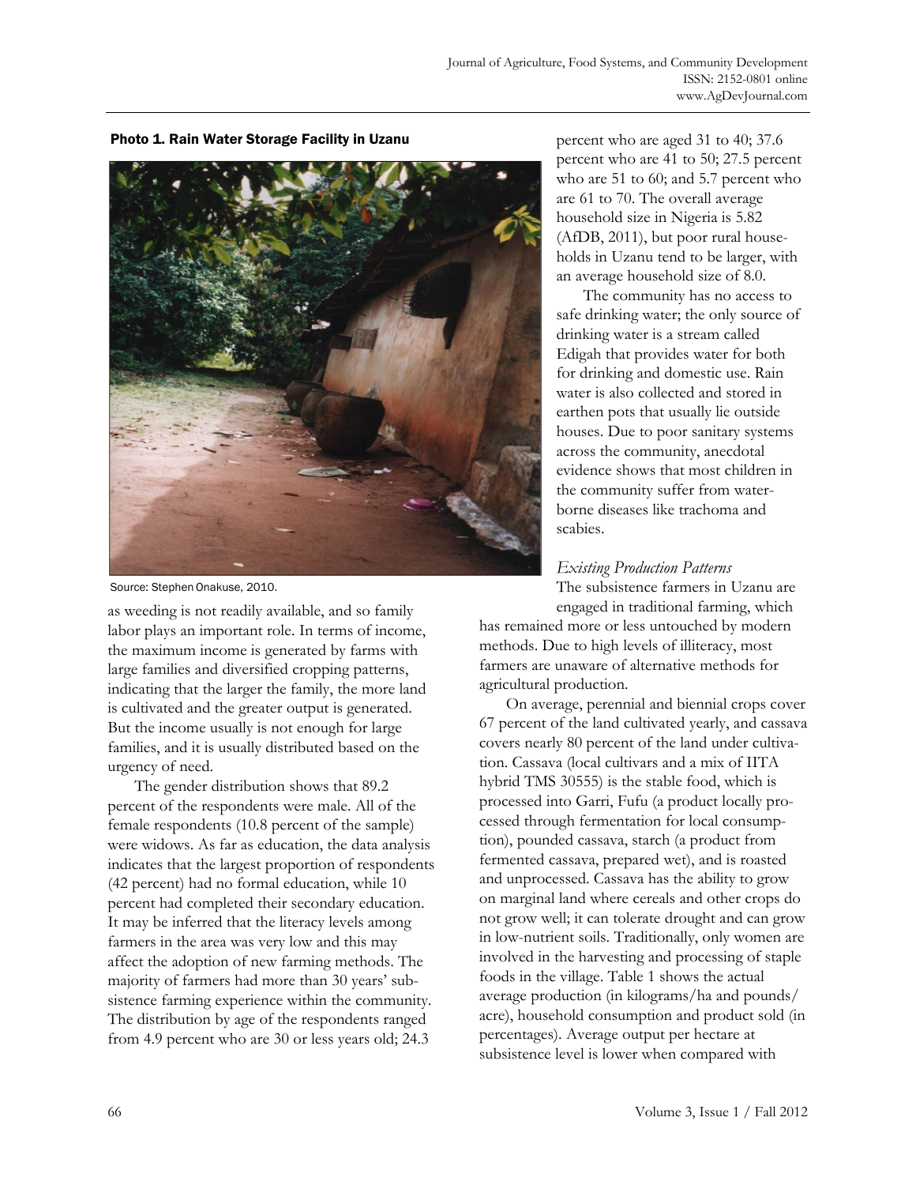**Photo 1. Rain Water Storage Facility in Uzanu**

Source: Stephen Onakuse, 2010.

as weeding is not readily available, and so family labor plays an important role. In terms of income, the maximum income is generated by farms with large families and diversified cropping patterns, indicating that the larger the family, the more land is cultivated and the greater output is generated. But the income usually is not enough for large families, and it is usually distributed based on the urgency of need.

The gender distribution shows that 89.2 percent of the respondents were male. All of the female respondents (10.8 percent of the sample) were widows. As far as education, the data analysis indicates that the largest proportion of respondents (42 percent) had no formal education, while 10 percent had completed their secondary education. It may be inferred that the literacy levels among farmers in the area was very low and this may affect the adoption of new farming methods. The majority of farmers had more than 30 years' subsistence farming experience within the community. The distribution by age of the respondents ranged from 4.9 percent who are 30 or less years old; 24.3 percent who are aged 31 to 40; 37.6 percent who are 41 to 50; 27.5 percent who are 51 to 60; and 5.7 percent who are 61 to 70. The overall average household size in Nigeria is 5.82 (AfDB, 2011), but poor rural households in Uzanu tend to be larger, with an average household size of 8.0.

The community has no access to safe drinking water; the only source of drinking water is a stream called Edigah that provides water for both for drinking and domestic use. Rain water is also collected and stored in earthen pots that usually lie outside houses. Due to poor sanitary systems across the community, anecdotal evidence shows that most children in the community suffer from water-borne diseases like trachoma and scabies.

*Existing Production Patterns*

The subsistence farmers in Uzanu are engaged in traditional farming, which has remained more or less untouched by modern methods. Due to high levels of illiteracy, most farmers are unaware of alternative methods for agricultural production.

On average, perennial and biennial crops cover 67 percent of the land cultivated yearly, and cassava covers nearly 80 percent of the land under cultivation. Cassava (local cultivars and a mix of IITA hybrid TMS 30555) is the stable food, which is processed into Garri, Fufu (a product locally processed through fermentation for local consumption), pounded cassava, starch (a product from fermented cassava, prepared wet), and is roasted and unprocessed. Cassava has the ability to grow on marginal land where cereals and other crops do not grow well; it can tolerate drought and can grow in low-nutrient soils. Traditionally, only women are involved in the harvesting and processing of staple foods in the village. Table 1 shows the actual average production (in kilograms/ha and pounds/acre), household consumption and product sold (in percentages). Average output per hectare at subsistence level is lower when compared with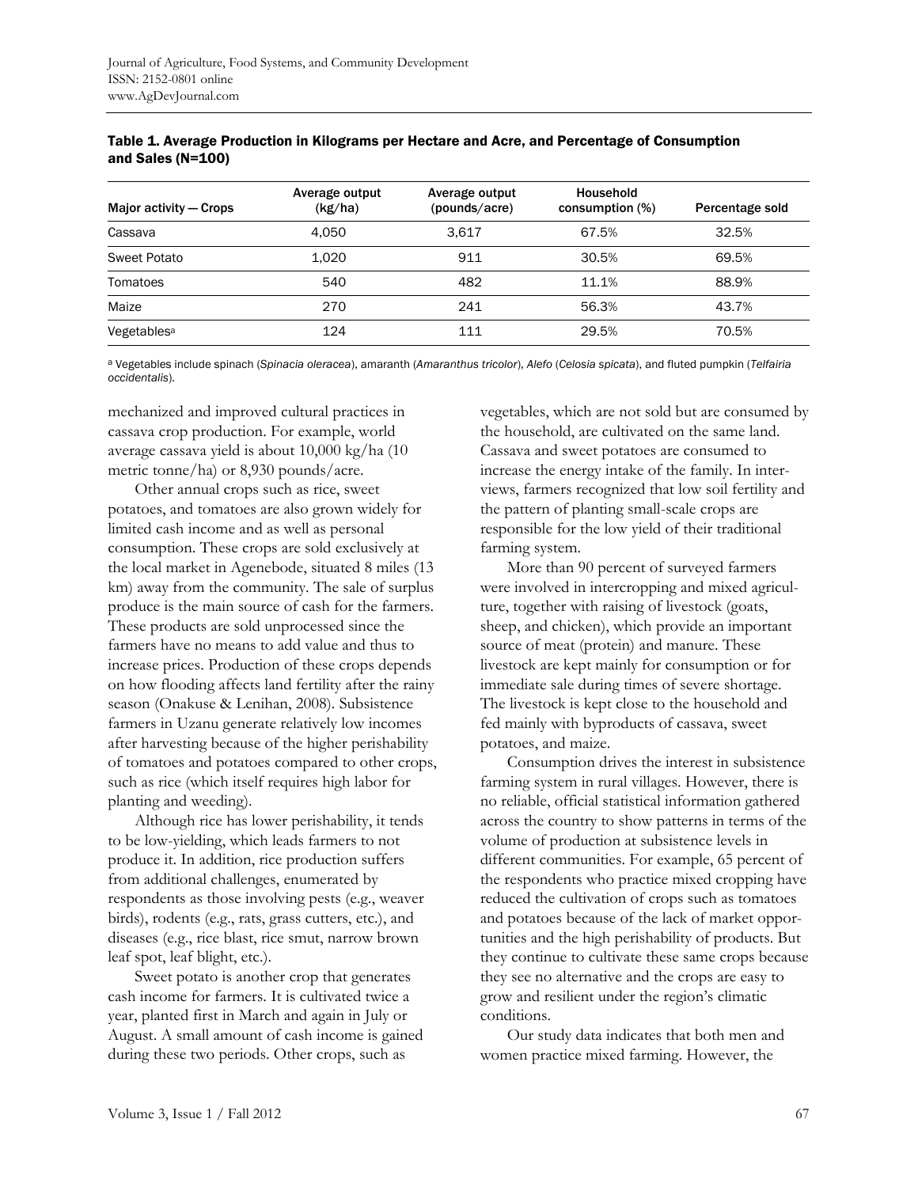**Table 1. Average Production in Kilograms per Hectare and Acre, and Percentage of Consumption and Sales (N=100)**

| Major activity — Crops | Average output (kg/ha) | Average output (pounds/acre) | Household consumption (%) | Percentage sold |
|---|---|---|---|---|
| Cassava | 4,050 | 3,617 | 67.5% | 32.5% |
| Sweet Potato | 1,020 | 911 | 30.5% | 69.5% |
| Tomatoes | 540 | 482 | 11.1% | 88.9% |
| Maize | 270 | 241 | 56.3% | 43.7% |
| Vegetables[a] | 124 | 111 | 29.5% | 70.5% |

[a] Vegetables include spinach (*Spinacia oleracea*), amaranth (*Amaranthus tricolor*), *Alefo* (*Celosia spicata*), and fluted pumpkin (*Telfairia occidentalis*).

mechanized and improved cultural practices in cassava crop production. For example, world average cassava yield is about 10,000 kg/ha (10 metric tonne/ha) or 8,930 pounds/acre.

Other annual crops such as rice, sweet potatoes, and tomatoes are also grown widely for limited cash income and as well as personal consumption. These crops are sold exclusively at the local market in Agenebode, situated 8 miles (13 km) away from the community. The sale of surplus produce is the main source of cash for the farmers. These products are sold unprocessed since the farmers have no means to add value and thus to increase prices. Production of these crops depends on how flooding affects land fertility after the rainy season (Onakuse & Lenihan, 2008). Subsistence farmers in Uzanu generate relatively low incomes after harvesting because of the higher perishability of tomatoes and potatoes compared to other crops, such as rice (which itself requires high labor for planting and weeding).

Although rice has lower perishability, it tends to be low-yielding, which leads farmers to not produce it. In addition, rice production suffers from additional challenges, enumerated by respondents as those involving pests (e.g., weaver birds), rodents (e.g., rats, grass cutters, etc.), and diseases (e.g., rice blast, rice smut, narrow brown leaf spot, leaf blight, etc.).

Sweet potato is another crop that generates cash income for farmers. It is cultivated twice a year, planted first in March and again in July or August. A small amount of cash income is gained during these two periods. Other crops, such as vegetables, which are not sold but are consumed by the household, are cultivated on the same land. Cassava and sweet potatoes are consumed to increase the energy intake of the family. In interviews, farmers recognized that low soil fertility and the pattern of planting small-scale crops are responsible for the low yield of their traditional farming system.

More than 90 percent of surveyed farmers were involved in intercropping and mixed agriculture, together with raising of livestock (goats, sheep, and chicken), which provide an important source of meat (protein) and manure. These livestock are kept mainly for consumption or for immediate sale during times of severe shortage. The livestock is kept close to the household and fed mainly with byproducts of cassava, sweet potatoes, and maize.

Consumption drives the interest in subsistence farming system in rural villages. However, there is no reliable, official statistical information gathered across the country to show patterns in terms of the volume of production at subsistence levels in different communities. For example, 65 percent of the respondents who practice mixed cropping have reduced the cultivation of crops such as tomatoes and potatoes because of the lack of market opportunities and the high perishability of products. But they continue to cultivate these same crops because they see no alternative and the crops are easy to grow and resilient under the region's climatic conditions.

Our study data indicates that both men and women practice mixed farming. However, the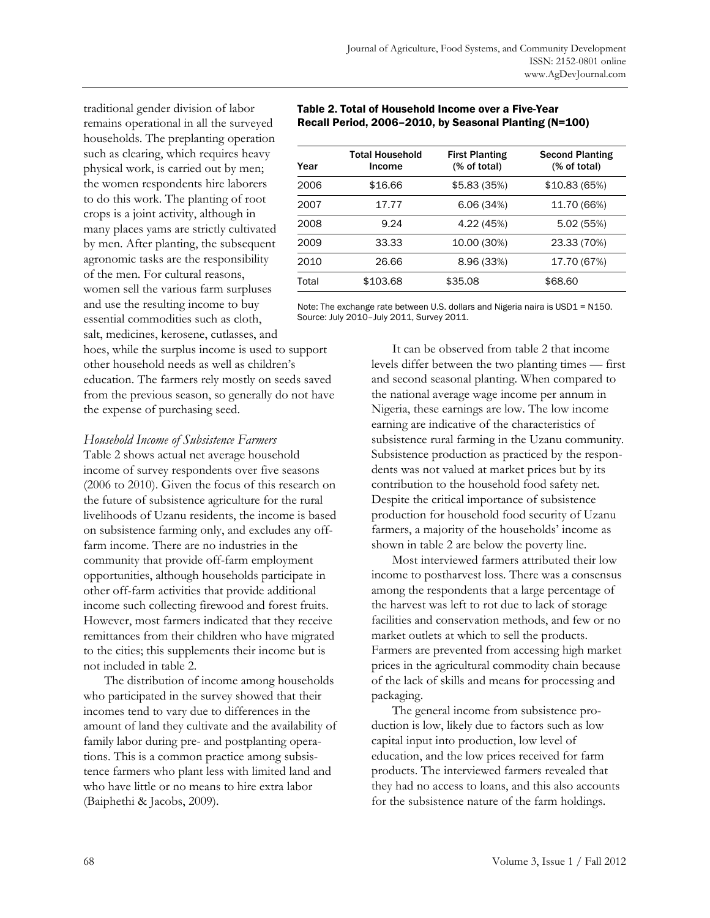traditional gender division of labor remains operational in all the surveyed households. The preplanting operation such as clearing, which requires heavy physical work, is carried out by men; the women respondents hire laborers to do this work. The planting of root crops is a joint activity, although in many places yams are strictly cultivated by men. After planting, the subsequent agronomic tasks are the responsibility of the men. For cultural reasons, women sell the various farm surpluses and use the resulting income to buy essential commodities such as cloth, salt, medicines, kerosene, cutlasses, and hoes, while the surplus income is used to support other household needs as well as children's education. The farmers rely mostly on seeds saved from the previous season, so generally do not have the expense of purchasing seed.

*Household Income of Subsistence Farmers*

Table 2 shows actual net average household income of survey respondents over five seasons (2006 to 2010). Given the focus of this research on the future of subsistence agriculture for the rural livelihoods of Uzanu residents, the income is based on subsistence farming only, and excludes any off-farm income. There are no industries in the community that provide off-farm employment opportunities, although households participate in other off-farm activities that provide additional income such collecting firewood and forest fruits. However, most farmers indicated that they receive remittances from their children who have migrated to the cities; this supplements their income but is not included in table 2.

The distribution of income among households who participated in the survey showed that their incomes tend to vary due to differences in the amount of land they cultivate and the availability of family labor during pre- and postplanting operations. This is a common practice among subsistence farmers who plant less with limited land and who have little or no means to hire extra labor (Baiphethi & Jacobs, 2009).

**Table 2. Total of Household Income over a Five-Year Recall Period, 2006–2010, by Seasonal Planting (N=100)**

| Year | Total Household Income | First Planting (% of total) | Second Planting (% of total) |
|---|---|---|---|
| 2006 | $16.66 | $5.83 (35%) | $10.83 (65%) |
| 2007 | 17.77 | 6.06 (34%) | 11.70 (66%) |
| 2008 | 9.24 | 4.22 (45%) | 5.02 (55%) |
| 2009 | 33.33 | 10.00 (30%) | 23.33 (70%) |
| 2010 | 26.66 | 8.96 (33%) | 17.70 (67%) |
| Total | $103.68 | $35.08 | $68.60 |

Note: The exchange rate between U.S. dollars and Nigeria naira is USD1 = N150.
Source: July 2010–July 2011, Survey 2011.

It can be observed from table 2 that income levels differ between the two planting times — first and second seasonal planting. When compared to the national average wage income per annum in Nigeria, these earnings are low. The low income earning are indicative of the characteristics of subsistence rural farming in the Uzanu community. Subsistence production as practiced by the respondents was not valued at market prices but by its contribution to the household food safety net. Despite the critical importance of subsistence production for household food security of Uzanu farmers, a majority of the households' income as shown in table 2 are below the poverty line.

Most interviewed farmers attributed their low income to postharvest loss. There was a consensus among the respondents that a large percentage of the harvest was left to rot due to lack of storage facilities and conservation methods, and few or no market outlets at which to sell the products. Farmers are prevented from accessing high market prices in the agricultural commodity chain because of the lack of skills and means for processing and packaging.

The general income from subsistence production is low, likely due to factors such as low capital input into production, low level of education, and the low prices received for farm products. The interviewed farmers revealed that they had no access to loans, and this also accounts for the subsistence nature of the farm holdings.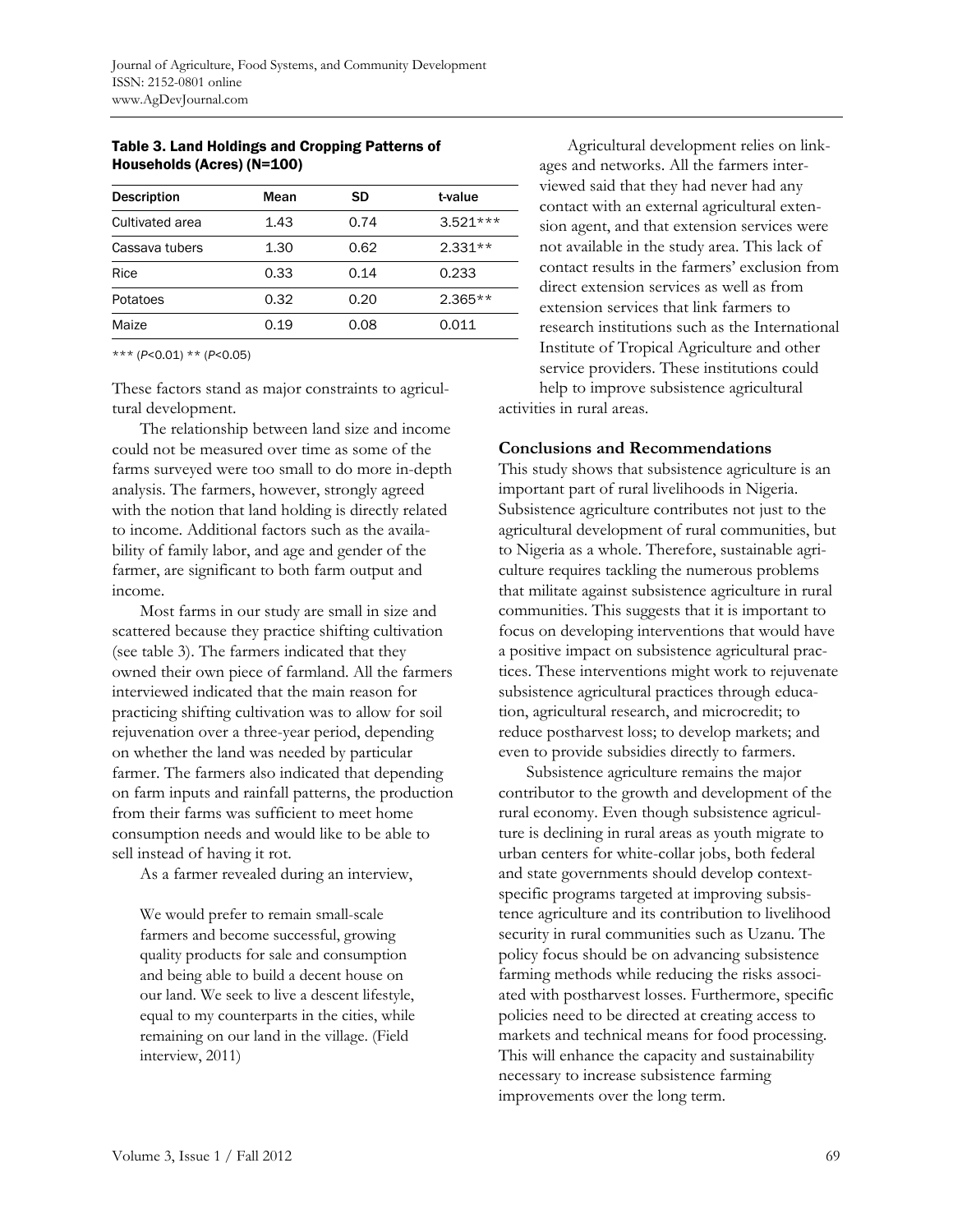**Table 3. Land Holdings and Cropping Patterns of Households (Acres) (N=100)**

| Description | Mean | SD | t-value |
|---|---|---|---|
| Cultivated area | 1.43 | 0.74 | 3.521*** |
| Cassava tubers | 1.30 | 0.62 | 2.331** |
| Rice | 0.33 | 0.14 | 0.233 |
| Potatoes | 0.32 | 0.20 | 2.365** |
| Maize | 0.19 | 0.08 | 0.011 |

*** ($P<0.01$) ** ($P<0.05$)

These factors stand as major constraints to agricultural development.

The relationship between land size and income could not be measured over time as some of the farms surveyed were too small to do more in-depth analysis. The farmers, however, strongly agreed with the notion that land holding is directly related to income. Additional factors such as the availability of family labor, and age and gender of the farmer, are significant to both farm output and income.

Most farms in our study are small in size and scattered because they practice shifting cultivation (see table 3). The farmers indicated that they owned their own piece of farmland. All the farmers interviewed indicated that the main reason for practicing shifting cultivation was to allow for soil rejuvenation over a three-year period, depending on whether the land was needed by particular farmer. The farmers also indicated that depending on farm inputs and rainfall patterns, the production from their farms was sufficient to meet home consumption needs and would like to be able to sell instead of having it rot.

As a farmer revealed during an interview,

> We would prefer to remain small-scale farmers and become successful, growing quality products for sale and consumption and being able to build a decent house on our land. We seek to live a descent lifestyle, equal to my counterparts in the cities, while remaining on our land in the village. (Field interview, 2011)

Agricultural development relies on linkages and networks. All the farmers interviewed said that they had never had any contact with an external agricultural extension agent, and that extension services were not available in the study area. This lack of contact results in the farmers' exclusion from direct extension services as well as from extension services that link farmers to research institutions such as the International Institute of Tropical Agriculture and other service providers. These institutions could help to improve subsistence agricultural activities in rural areas.

## Conclusions and Recommendations

This study shows that subsistence agriculture is an important part of rural livelihoods in Nigeria. Subsistence agriculture contributes not just to the agricultural development of rural communities, but to Nigeria as a whole. Therefore, sustainable agriculture requires tackling the numerous problems that militate against subsistence agriculture in rural communities. This suggests that it is important to focus on developing interventions that would have a positive impact on subsistence agricultural practices. These interventions might work to rejuvenate subsistence agricultural practices through education, agricultural research, and microcredit; to reduce postharvest loss; to develop markets; and even to provide subsidies directly to farmers.

Subsistence agriculture remains the major contributor to the growth and development of the rural economy. Even though subsistence agriculture is declining in rural areas as youth migrate to urban centers for white-collar jobs, both federal and state governments should develop context-specific programs targeted at improving subsistence agriculture and its contribution to livelihood security in rural communities such as Uzanu. The policy focus should be on advancing subsistence farming methods while reducing the risks associated with postharvest losses. Furthermore, specific policies need to be directed at creating access to markets and technical means for food processing. This will enhance the capacity and sustainability necessary to increase subsistence farming improvements over the long term.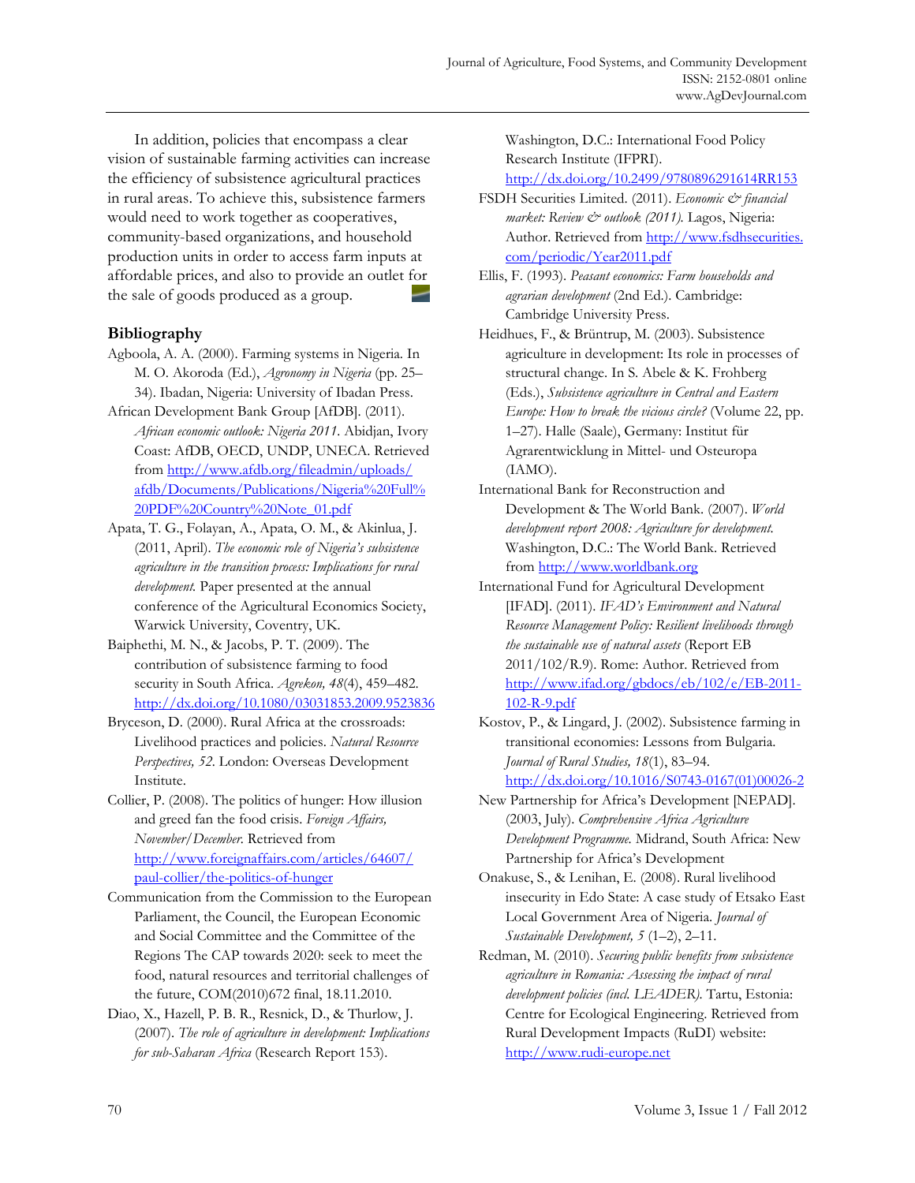In addition, policies that encompass a clear vision of sustainable farming activities can increase the efficiency of subsistence agricultural practices in rural areas. To achieve this, subsistence farmers would need to work together as cooperatives, community-based organizations, and household production units in order to access farm inputs at affordable prices, and also to provide an outlet for the sale of goods produced as a group.

## Bibliography

Agboola, A. A. (2000). Farming systems in Nigeria. In M. O. Akoroda (Ed.), *Agronomy in Nigeria* (pp. 25–34). Ibadan, Nigeria: University of Ibadan Press.

African Development Bank Group [AfDB]. (2011). *African economic outlook: Nigeria 2011.* Abidjan, Ivory Coast: AfDB, OECD, UNDP, UNECA. Retrieved from http://www.afdb.org/fileadmin/uploads/afdb/Documents/Publications/Nigeria%20Full%20PDF%20Country%20Note_01.pdf

Apata, T. G., Folayan, A., Apata, O. M., & Akinlua, J. (2011, April). *The economic role of Nigeria's subsistence agriculture in the transition process: Implications for rural development.* Paper presented at the annual conference of the Agricultural Economics Society, Warwick University, Coventry, UK.

Baiphethi, M. N., & Jacobs, P. T. (2009). The contribution of subsistence farming to food security in South Africa. *Agrekon, 48*(4), 459–482. http://dx.doi.org/10.1080/03031853.2009.9523836

Bryceson, D. (2000). Rural Africa at the crossroads: Livelihood practices and policies. *Natural Resource Perspectives, 52.* London: Overseas Development Institute.

Collier, P. (2008). The politics of hunger: How illusion and greed fan the food crisis. *Foreign Affairs, November/December.* Retrieved from http://www.foreignaffairs.com/articles/64607/paul-collier/the-politics-of-hunger

Communication from the Commission to the European Parliament, the Council, the European Economic and Social Committee and the Committee of the Regions The CAP towards 2020: seek to meet the food, natural resources and territorial challenges of the future, COM(2010)672 final, 18.11.2010.

Diao, X., Hazell, P. B. R., Resnick, D., & Thurlow, J. (2007). *The role of agriculture in development: Implications for sub-Saharan Africa* (Research Report 153). Washington, D.C.: International Food Policy Research Institute (IFPRI). http://dx.doi.org/10.2499/9780896291614RR153

FSDH Securities Limited. (2011). *Economic & financial market: Review & outlook (2011).* Lagos, Nigeria: Author. Retrieved from http://www.fsdhsecurities.com/periodic/Year2011.pdf

Ellis, F. (1993). *Peasant economics: Farm households and agrarian development* (2nd Ed.). Cambridge: Cambridge University Press.

Heidhues, F., & Brüntrup, M. (2003). Subsistence agriculture in development: Its role in processes of structural change. In S. Abele & K. Frohberg (Eds.), *Subsistence agriculture in Central and Eastern Europe: How to break the vicious circle?* (Volume 22, pp. 1–27). Halle (Saale), Germany: Institut für Agrarentwicklung in Mittel- und Osteuropa (IAMO).

International Bank for Reconstruction and Development & The World Bank. (2007). *World development report 2008: Agriculture for development.* Washington, D.C.: The World Bank. Retrieved from http://www.worldbank.org

International Fund for Agricultural Development [IFAD]. (2011). *IFAD's Environment and Natural Resource Management Policy: Resilient livelihoods through the sustainable use of natural assets* (Report EB 2011/102/R.9). Rome: Author. Retrieved from http://www.ifad.org/gbdocs/eb/102/e/EB-2011-102-R-9.pdf

Kostov, P., & Lingard, J. (2002). Subsistence farming in transitional economies: Lessons from Bulgaria. *Journal of Rural Studies, 18*(1), 83–94. http://dx.doi.org/10.1016/S0743-0167(01)00026-2

New Partnership for Africa's Development [NEPAD]. (2003, July). *Comprehensive Africa Agriculture Development Programme.* Midrand, South Africa: New Partnership for Africa's Development

Onakuse, S., & Lenihan, E. (2008). Rural livelihood insecurity in Edo State: A case study of Etsako East Local Government Area of Nigeria. *Journal of Sustainable Development, 5* (1–2), 2–11.

Redman, M. (2010). *Securing public benefits from subsistence agriculture in Romania: Assessing the impact of rural development policies (incl. LEADER).* Tartu, Estonia: Centre for Ecological Engineering. Retrieved from Rural Development Impacts (RuDI) website: http://www.rudi-europe.net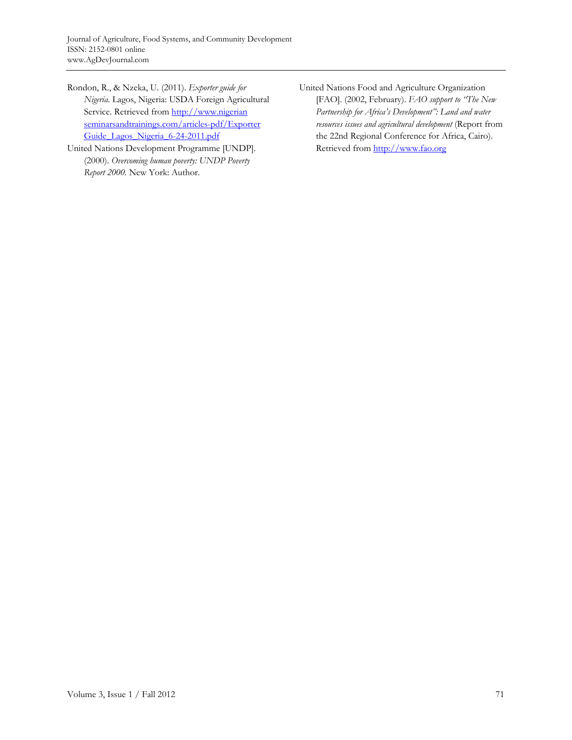Rondon, R., & Nzeka, U. (2011). *Exporter guide for Nigeria*. Lagos, Nigeria: USDA Foreign Agricultural Service. Retrieved from http://www.nigerianseminarsandtrainings.com/articles-pdf/ExporterGuide_Lagos_Nigeria_6-24-2011.pdf

United Nations Development Programme [UNDP]. (2000). *Overcoming human poverty: UNDP Poverty Report 2000.* New York: Author.

United Nations Food and Agriculture Organization [FAO]. (2002, February). *FAO support to "The New Partnership for Africa's Development": Land and water resources issues and agricultural development* (Report from the 22nd Regional Conference for Africa, Cairo). Retrieved from http://www.fao.org